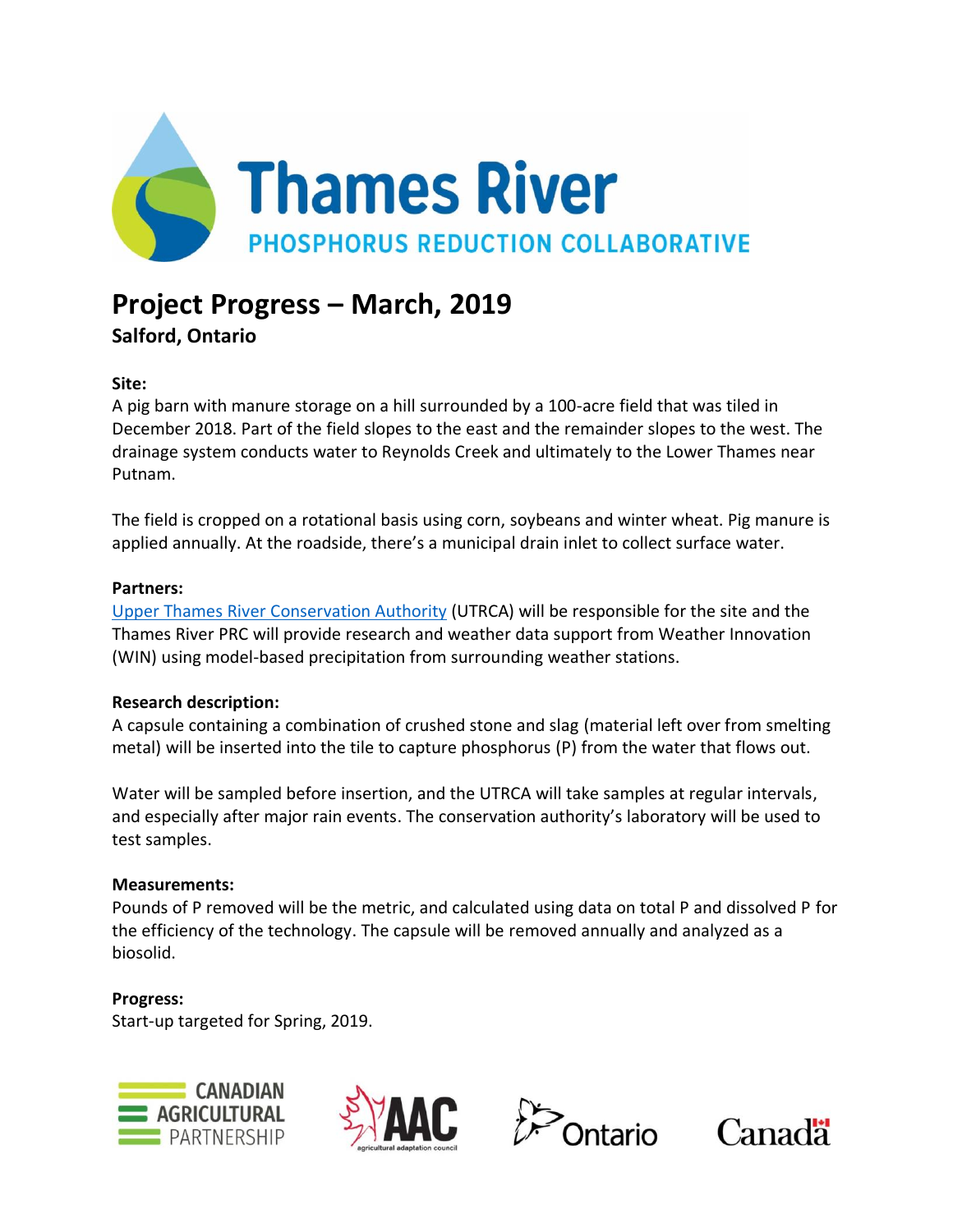# Thames River

## PHOSPHORUS REDUCTION COLLABORATIVE

# Project Progress – March, 2019

## Salford, Ontario

**Site:**

A pig barn with manure storage on a hill surrounded by a 100-acre field that was tiled in December 2018. Part of the field slopes to the east and the remainder slopes to the west. The drainage system conducts water to Reynolds Creek and ultimately to the Lower Thames near Putnam.

The field is cropped on a rotational basis using corn, soybeans and winter wheat. Pig manure is applied annually. At the roadside, there's a municipal drain inlet to collect surface water.

**Partners:**

Upper Thames River Conservation Authority (UTRCA) will be responsible for the site and the Thames River PRC will provide research and weather data support from Weather Innovation (WIN) using model-based precipitation from surrounding weather stations.

**Research description:**

A capsule containing a combination of crushed stone and slag (material left over from smelting metal) will be inserted into the tile to capture phosphorus (P) from the water that flows out.

Water will be sampled before insertion, and the UTRCA will take samples at regular intervals, and especially after major rain events. The conservation authority's laboratory will be used to test samples.

**Measurements:**

Pounds of P removed will be the metric, and calculated using data on total P and dissolved P for the efficiency of the technology. The capsule will be removed annually and analyzed as a biosolid.

**Progress:**

Start-up targeted for Spring, 2019.

CANADIAN AGRICULTURAL PARTNERSHIP

AAC agricultural adaptation council

Ontario

Canada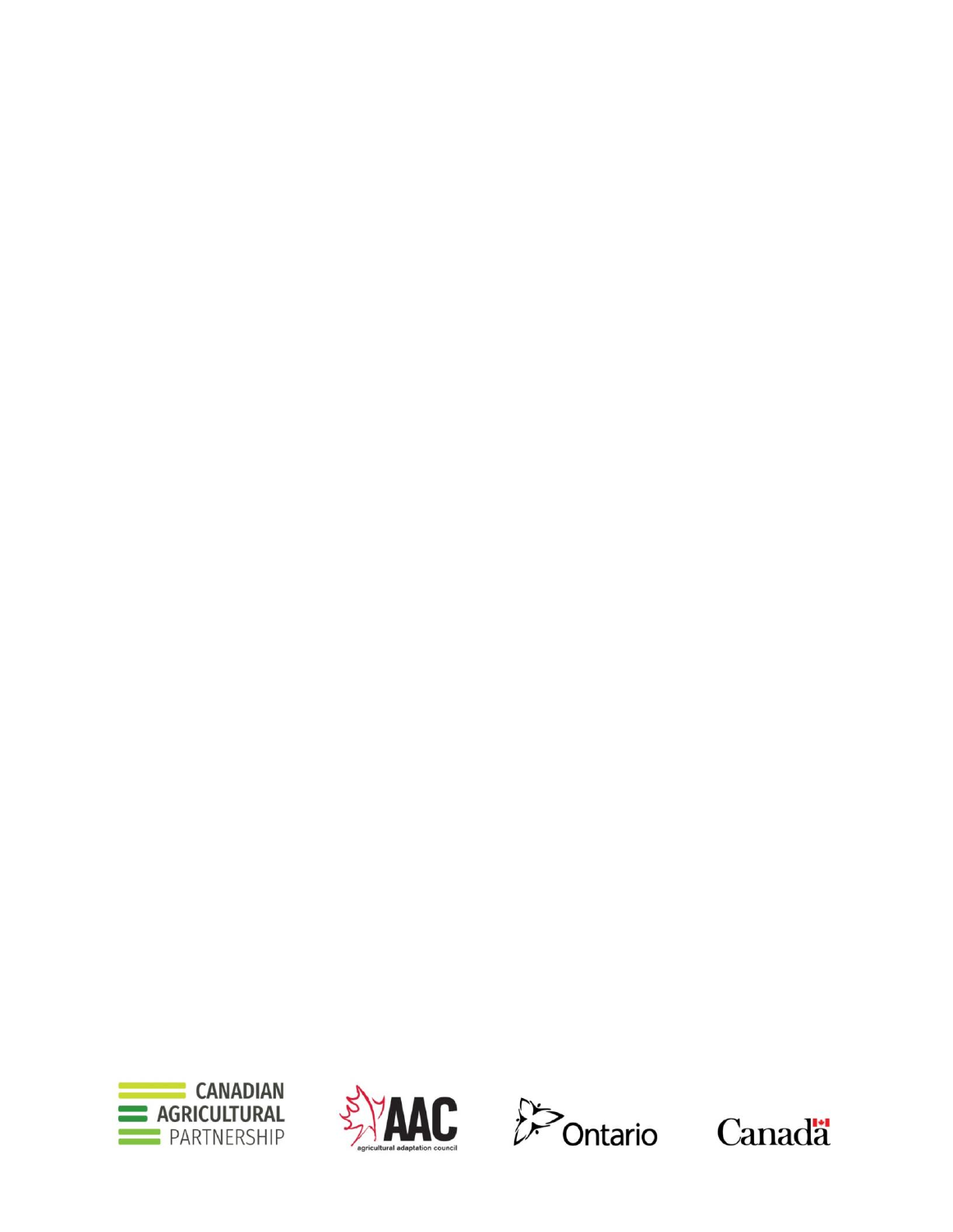CANADIAN AGRICULTURAL PARTNERSHIP

AAC agricultural adaptation council

Ontario

Canada